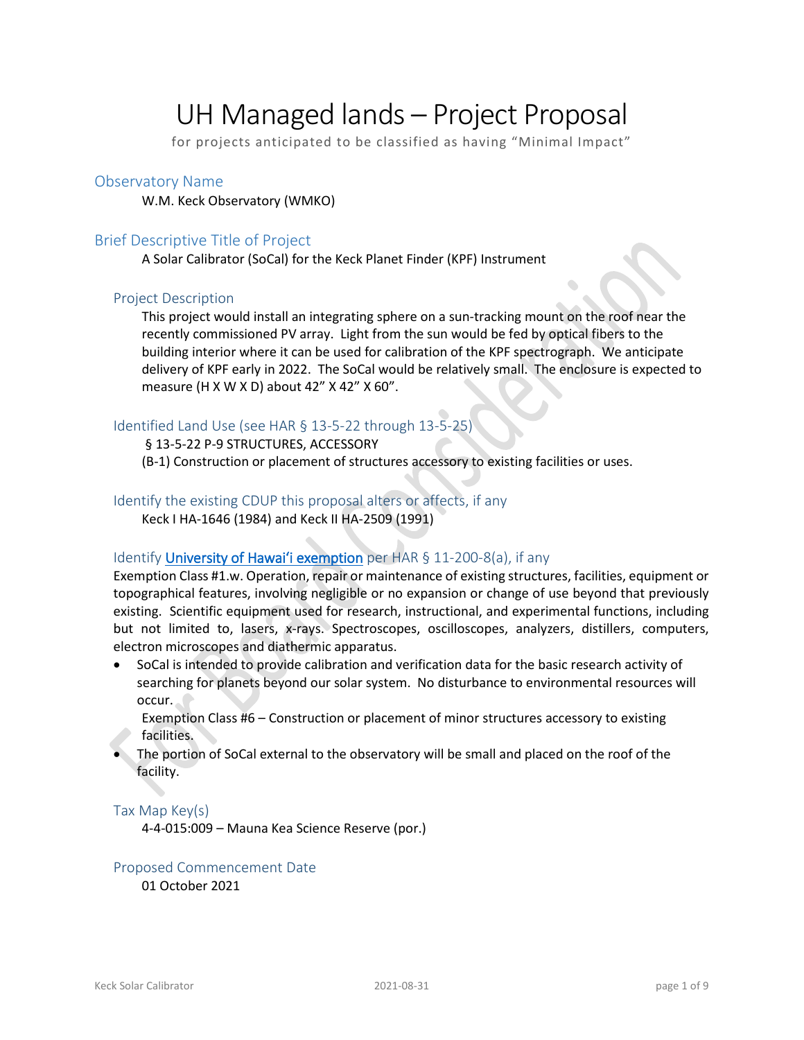# UH Managed lands – Project Proposal

for projects anticipated to be classified as having "Minimal Impact"

## Observatory Name

W.M. Keck Observatory (WMKO)

## Brief Descriptive Title of Project

A Solar Calibrator (SoCal) for the Keck Planet Finder (KPF) Instrument

### Project Description

This project would install an integrating sphere on a sun-tracking mount on the roof near the recently commissioned PV array. Light from the sun would be fed by optical fibers to the building interior where it can be used for calibration of the KPF spectrograph. We anticipate delivery of KPF early in 2022. The SoCal would be relatively small. The enclosure is expected to measure (H X W X D) about 42" X 42" X 60".

### Identified Land Use (see HAR § 13-5-22 through 13-5-25)

§ 13-5-22 P-9 STRUCTURES, ACCESSORY

(B-1) Construction or placement of structures accessory to existing facilities or uses.

### Identify the existing CDUP this proposal alters or affects, if any

Keck I HA-1646 (1984) and Keck II HA-2509 (1991)

### Identify University of Hawaiʻi exemption per HAR § 11-200-8(a), if any

Exemption Class #1.w. Operation, repair or maintenance of existing structures, facilities, equipment or topographical features, involving negligible or no expansion or change of use beyond that previously existing. Scientific equipment used for research, instructional, and experimental functions, including but not limited to, lasers, x-rays. Spectroscopes, oscilloscopes, analyzers, distillers, computers, electron microscopes and diathermic apparatus.

- SoCal is intended to provide calibration and verification data for the basic research activity of searching for planets beyond our solar system. No disturbance to environmental resources will occur.

Exemption Class #6 – Construction or placement of minor structures accessory to existing facilities.

- The portion of SoCal external to the observatory will be small and placed on the roof of the facility.

### Tax Map Key(s)

4-4-015:009 – Mauna Kea Science Reserve (por.)

### Proposed Commencement Date

01 October 2021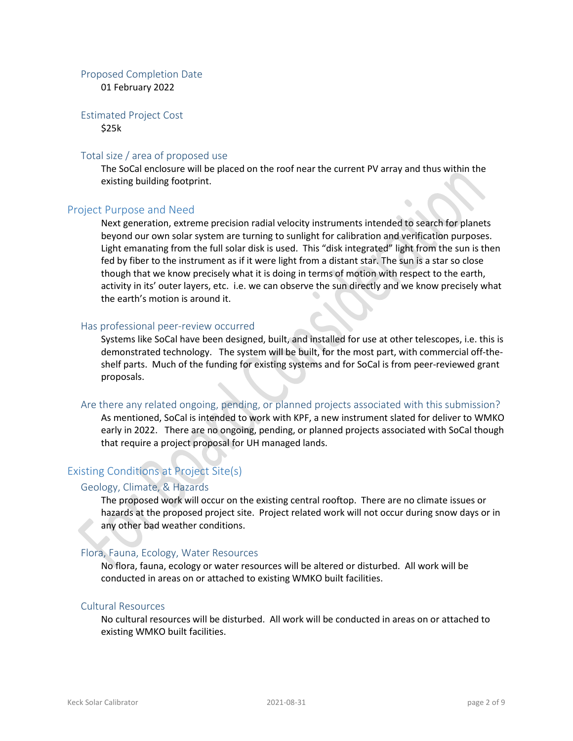### Proposed Completion Date

01 February 2022

### Estimated Project Cost

$25k

### Total size / area of proposed use

The SoCal enclosure will be placed on the roof near the current PV array and thus within the existing building footprint.

## Project Purpose and Need

Next generation, extreme precision radial velocity instruments intended to search for planets beyond our own solar system are turning to sunlight for calibration and verification purposes. Light emanating from the full solar disk is used. This "disk integrated" light from the sun is then fed by fiber to the instrument as if it were light from a distant star. The sun is a star so close though that we know precisely what it is doing in terms of motion with respect to the earth, activity in its' outer layers, etc. i.e. we can observe the sun directly and we know precisely what the earth's motion is around it.

### Has professional peer-review occurred

Systems like SoCal have been designed, built, and installed for use at other telescopes, i.e. this is demonstrated technology. The system will be built, for the most part, with commercial off-the-shelf parts. Much of the funding for existing systems and for SoCal is from peer-reviewed grant proposals.

### Are there any related ongoing, pending, or planned projects associated with this submission?

As mentioned, SoCal is intended to work with KPF, a new instrument slated for deliver to WMKO early in 2022. There are no ongoing, pending, or planned projects associated with SoCal though that require a project proposal for UH managed lands.

## Existing Conditions at Project Site(s)

### Geology, Climate, & Hazards

The proposed work will occur on the existing central rooftop. There are no climate issues or hazards at the proposed project site. Project related work will not occur during snow days or in any other bad weather conditions.

### Flora, Fauna, Ecology, Water Resources

No flora, fauna, ecology or water resources will be altered or disturbed. All work will be conducted in areas on or attached to existing WMKO built facilities.

### Cultural Resources

No cultural resources will be disturbed. All work will be conducted in areas on or attached to existing WMKO built facilities.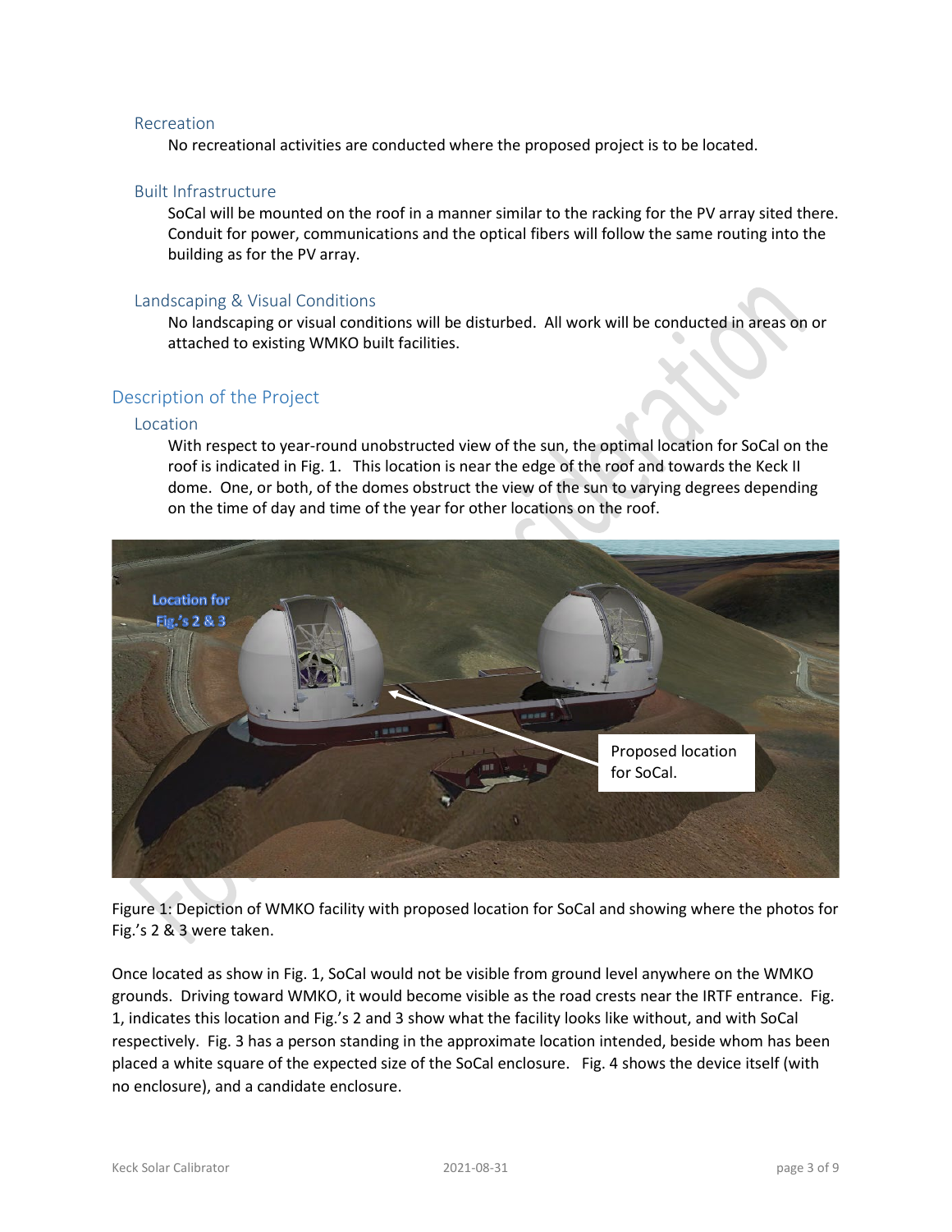### Recreation

No recreational activities are conducted where the proposed project is to be located.

### Built Infrastructure

SoCal will be mounted on the roof in a manner similar to the racking for the PV array sited there. Conduit for power, communications and the optical fibers will follow the same routing into the building as for the PV array.

### Landscaping & Visual Conditions

No landscaping or visual conditions will be disturbed. All work will be conducted in areas on or attached to existing WMKO built facilities.

## Description of the Project

### Location

With respect to year-round unobstructed view of the sun, the optimal location for SoCal on the roof is indicated in Fig. 1. This location is near the edge of the roof and towards the Keck II dome. One, or both, of the domes obstruct the view of the sun to varying degrees depending on the time of day and time of the year for other locations on the roof.

Figure 1: Depiction of WMKO facility with proposed location for SoCal and showing where the photos for Fig.'s 2 & 3 were taken.

Once located as show in Fig. 1, SoCal would not be visible from ground level anywhere on the WMKO grounds. Driving toward WMKO, it would become visible as the road crests near the IRTF entrance. Fig. 1, indicates this location and Fig.'s 2 and 3 show what the facility looks like without, and with SoCal respectively. Fig. 3 has a person standing in the approximate location intended, beside whom has been placed a white square of the expected size of the SoCal enclosure. Fig. 4 shows the device itself (with no enclosure), and a candidate enclosure.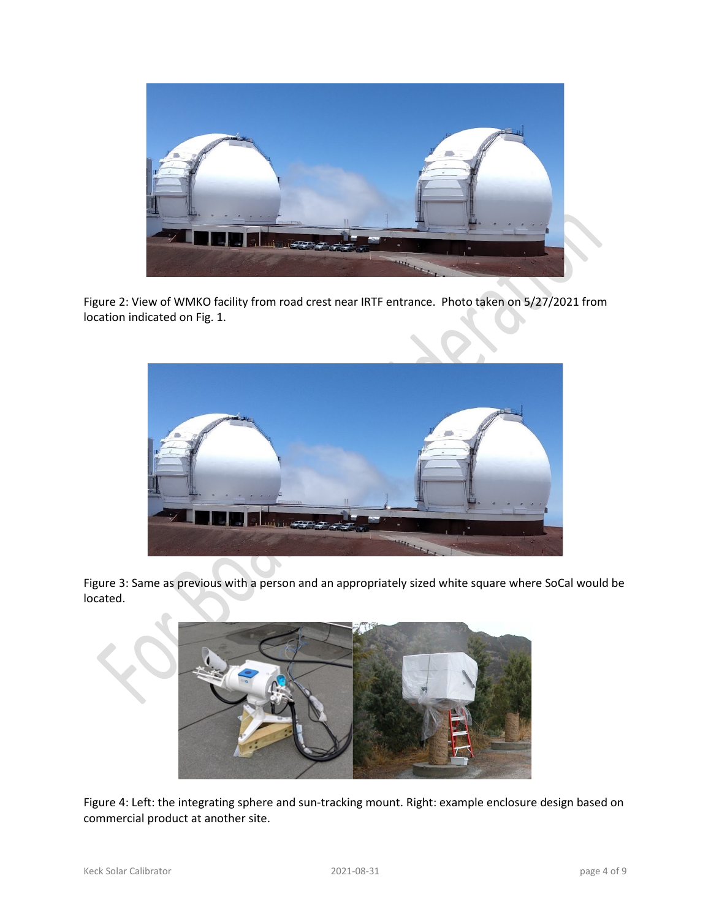Figure 2: View of WMKO facility from road crest near IRTF entrance. Photo taken on 5/27/2021 from location indicated on Fig. 1.

Figure 3: Same as previous with a person and an appropriately sized white square where SoCal would be located.

Figure 4: Left: the integrating sphere and sun-tracking mount. Right: example enclosure design based on commercial product at another site.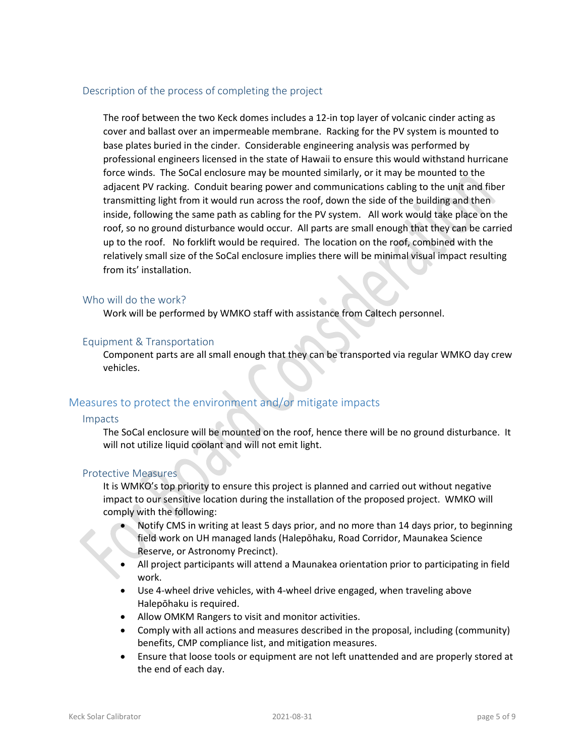### Description of the process of completing the project

The roof between the two Keck domes includes a 12-in top layer of volcanic cinder acting as cover and ballast over an impermeable membrane. Racking for the PV system is mounted to base plates buried in the cinder. Considerable engineering analysis was performed by professional engineers licensed in the state of Hawaii to ensure this would withstand hurricane force winds. The SoCal enclosure may be mounted similarly, or it may be mounted to the adjacent PV racking. Conduit bearing power and communications cabling to the unit and fiber transmitting light from it would run across the roof, down the side of the building and then inside, following the same path as cabling for the PV system. All work would take place on the roof, so no ground disturbance would occur. All parts are small enough that they can be carried up to the roof. No forklift would be required. The location on the roof, combined with the relatively small size of the SoCal enclosure implies there will be minimal visual impact resulting from its' installation.

### Who will do the work?

Work will be performed by WMKO staff with assistance from Caltech personnel.

### Equipment & Transportation

Component parts are all small enough that they can be transported via regular WMKO day crew vehicles.

## Measures to protect the environment and/or mitigate impacts

### Impacts

The SoCal enclosure will be mounted on the roof, hence there will be no ground disturbance. It will not utilize liquid coolant and will not emit light.

### Protective Measures

It is WMKO's top priority to ensure this project is planned and carried out without negative impact to our sensitive location during the installation of the proposed project. WMKO will comply with the following:

- Notify CMS in writing at least 5 days prior, and no more than 14 days prior, to beginning field work on UH managed lands (Halepōhaku, Road Corridor, Maunakea Science Reserve, or Astronomy Precinct).
- All project participants will attend a Maunakea orientation prior to participating in field work.
- Use 4-wheel drive vehicles, with 4-wheel drive engaged, when traveling above Halepōhaku is required.
- Allow OMKM Rangers to visit and monitor activities.
- Comply with all actions and measures described in the proposal, including (community) benefits, CMP compliance list, and mitigation measures.
- Ensure that loose tools or equipment are not left unattended and are properly stored at the end of each day.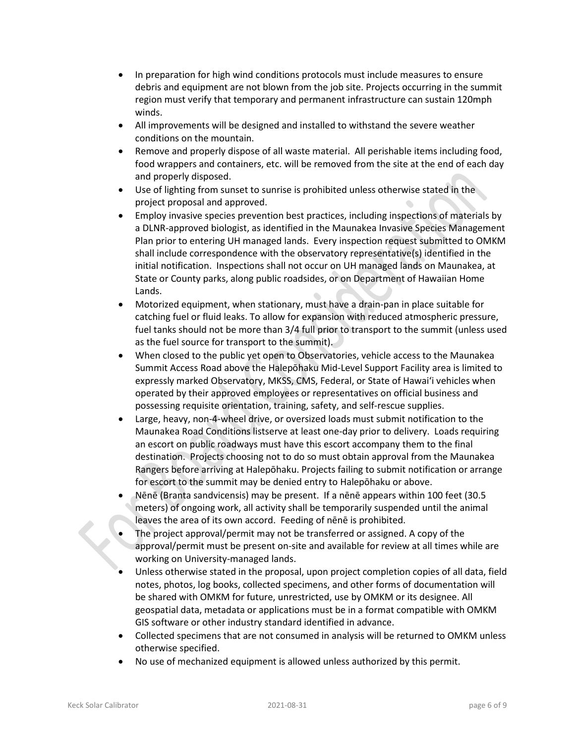- In preparation for high wind conditions protocols must include measures to ensure debris and equipment are not blown from the job site. Projects occurring in the summit region must verify that temporary and permanent infrastructure can sustain 120mph winds.
- All improvements will be designed and installed to withstand the severe weather conditions on the mountain.
- Remove and properly dispose of all waste material. All perishable items including food, food wrappers and containers, etc. will be removed from the site at the end of each day and properly disposed.
- Use of lighting from sunset to sunrise is prohibited unless otherwise stated in the project proposal and approved.
- Employ invasive species prevention best practices, including inspections of materials by a DLNR-approved biologist, as identified in the Maunakea Invasive Species Management Plan prior to entering UH managed lands. Every inspection request submitted to OMKM shall include correspondence with the observatory representative(s) identified in the initial notification. Inspections shall not occur on UH managed lands on Maunakea, at State or County parks, along public roadsides, or on Department of Hawaiian Home Lands.
- Motorized equipment, when stationary, must have a drain-pan in place suitable for catching fuel or fluid leaks. To allow for expansion with reduced atmospheric pressure, fuel tanks should not be more than 3/4 full prior to transport to the summit (unless used as the fuel source for transport to the summit).
- When closed to the public yet open to Observatories, vehicle access to the Maunakea Summit Access Road above the Halepōhaku Mid-Level Support Facility area is limited to expressly marked Observatory, MKSS, CMS, Federal, or State of Hawaiʻi vehicles when operated by their approved employees or representatives on official business and possessing requisite orientation, training, safety, and self-rescue supplies.
- Large, heavy, non-4-wheel drive, or oversized loads must submit notification to the Maunakea Road Conditions listserve at least one-day prior to delivery. Loads requiring an escort on public roadways must have this escort accompany them to the final destination. Projects choosing not to do so must obtain approval from the Maunakea Rangers before arriving at Halepōhaku. Projects failing to submit notification or arrange for escort to the summit may be denied entry to Halepōhaku or above.
- Nēnē (Branta sandvicensis) may be present. If a nēnē appears within 100 feet (30.5 meters) of ongoing work, all activity shall be temporarily suspended until the animal leaves the area of its own accord. Feeding of nēnē is prohibited.
- The project approval/permit may not be transferred or assigned. A copy of the approval/permit must be present on-site and available for review at all times while are working on University-managed lands.
- Unless otherwise stated in the proposal, upon project completion copies of all data, field notes, photos, log books, collected specimens, and other forms of documentation will be shared with OMKM for future, unrestricted, use by OMKM or its designee. All geospatial data, metadata or applications must be in a format compatible with OMKM GIS software or other industry standard identified in advance.
- Collected specimens that are not consumed in analysis will be returned to OMKM unless otherwise specified.
- No use of mechanized equipment is allowed unless authorized by this permit.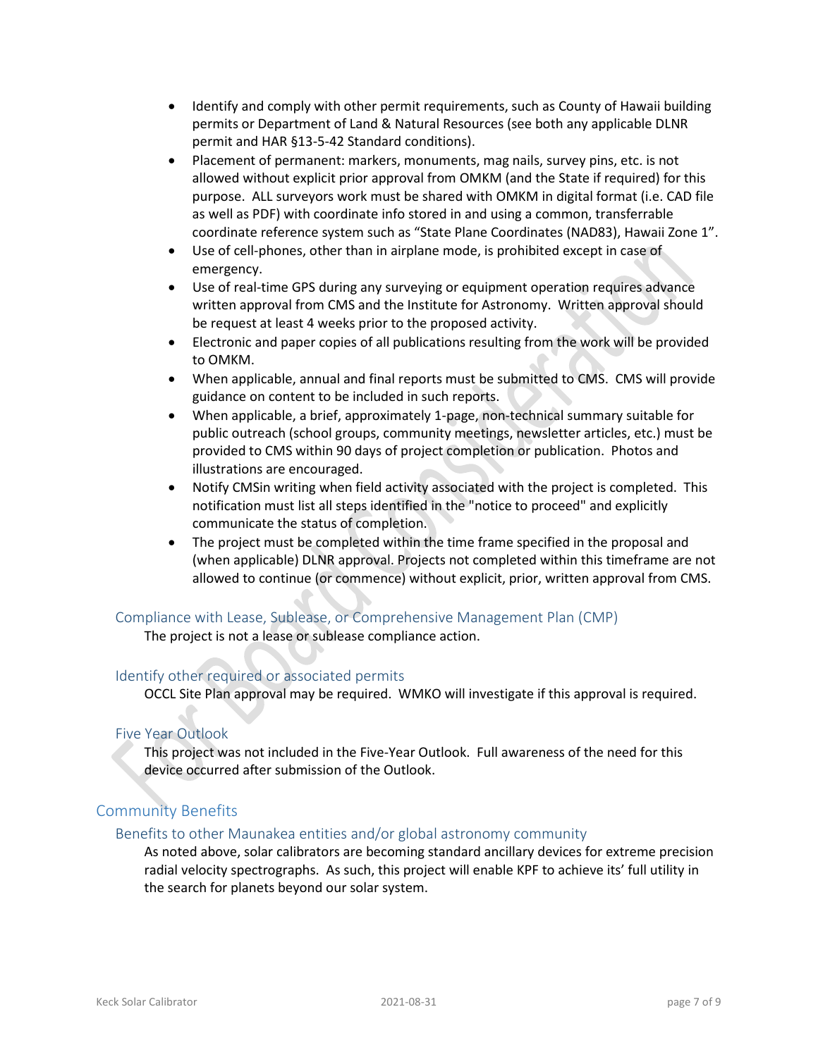- Identify and comply with other permit requirements, such as County of Hawaii building permits or Department of Land & Natural Resources (see both any applicable DLNR permit and HAR §13-5-42 Standard conditions).
- Placement of permanent: markers, monuments, mag nails, survey pins, etc. is not allowed without explicit prior approval from OMKM (and the State if required) for this purpose. ALL surveyors work must be shared with OMKM in digital format (i.e. CAD file as well as PDF) with coordinate info stored in and using a common, transferrable coordinate reference system such as "State Plane Coordinates (NAD83), Hawaii Zone 1".
- Use of cell-phones, other than in airplane mode, is prohibited except in case of emergency.
- Use of real-time GPS during any surveying or equipment operation requires advance written approval from CMS and the Institute for Astronomy. Written approval should be request at least 4 weeks prior to the proposed activity.
- Electronic and paper copies of all publications resulting from the work will be provided to OMKM.
- When applicable, annual and final reports must be submitted to CMS. CMS will provide guidance on content to be included in such reports.
- When applicable, a brief, approximately 1-page, non-technical summary suitable for public outreach (school groups, community meetings, newsletter articles, etc.) must be provided to CMS within 90 days of project completion or publication. Photos and illustrations are encouraged.
- Notify CMSin writing when field activity associated with the project is completed. This notification must list all steps identified in the "notice to proceed" and explicitly communicate the status of completion.
- The project must be completed within the time frame specified in the proposal and (when applicable) DLNR approval. Projects not completed within this timeframe are not allowed to continue (or commence) without explicit, prior, written approval from CMS.

### Compliance with Lease, Sublease, or Comprehensive Management Plan (CMP)

The project is not a lease or sublease compliance action.

### Identify other required or associated permits

OCCL Site Plan approval may be required. WMKO will investigate if this approval is required.

### Five Year Outlook

This project was not included in the Five-Year Outlook. Full awareness of the need for this device occurred after submission of the Outlook.

## Community Benefits

### Benefits to other Maunakea entities and/or global astronomy community

As noted above, solar calibrators are becoming standard ancillary devices for extreme precision radial velocity spectrographs. As such, this project will enable KPF to achieve its' full utility in the search for planets beyond our solar system.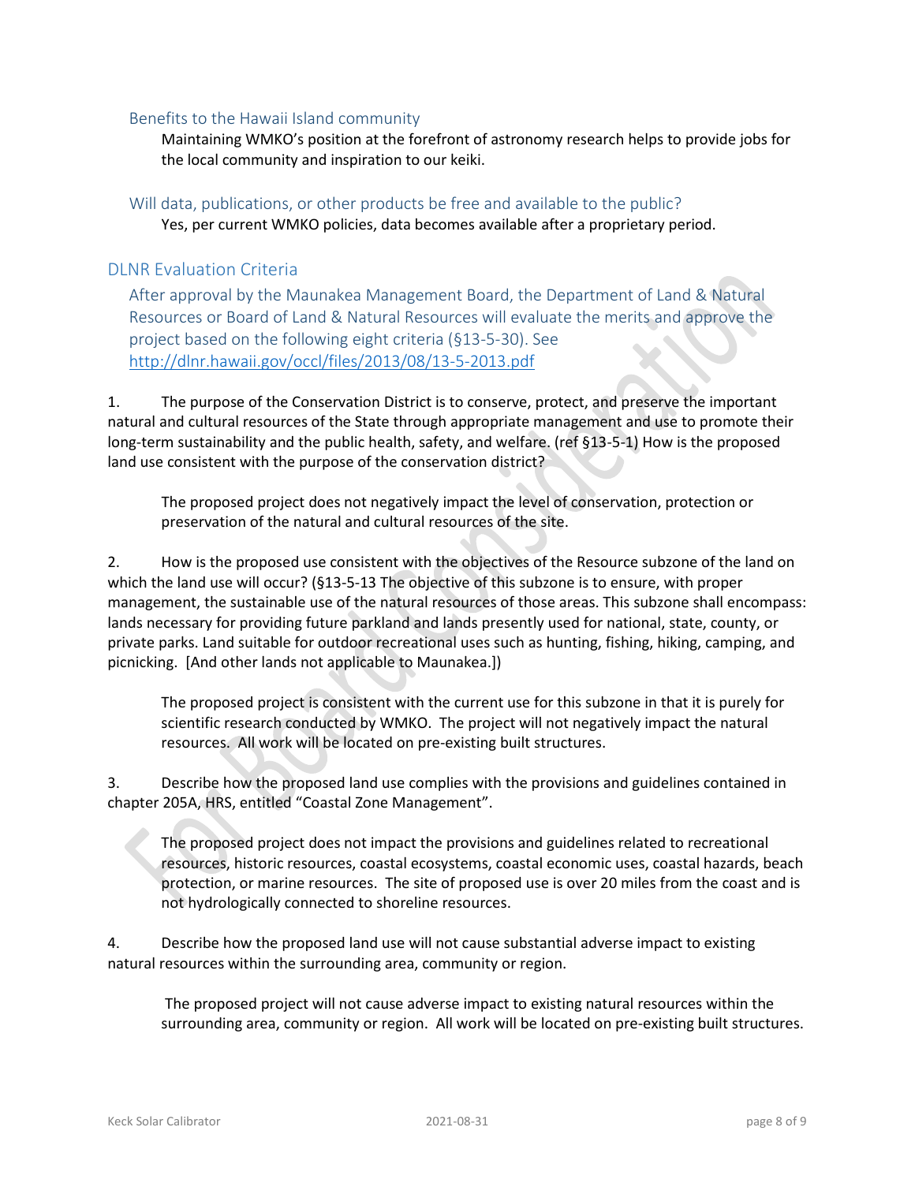### Benefits to the Hawaii Island community

Maintaining WMKO's position at the forefront of astronomy research helps to provide jobs for the local community and inspiration to our keiki.

### Will data, publications, or other products be free and available to the public?

Yes, per current WMKO policies, data becomes available after a proprietary period.

## DLNR Evaluation Criteria

After approval by the Maunakea Management Board, the Department of Land & Natural Resources or Board of Land & Natural Resources will evaluate the merits and approve the project based on the following eight criteria (§13-5-30). See http://dlnr.hawaii.gov/occl/files/2013/08/13-5-2013.pdf

1. The purpose of the Conservation District is to conserve, protect, and preserve the important natural and cultural resources of the State through appropriate management and use to promote their long-term sustainability and the public health, safety, and welfare. (ref §13-5-1) How is the proposed land use consistent with the purpose of the conservation district?

   The proposed project does not negatively impact the level of conservation, protection or preservation of the natural and cultural resources of the site.

2. How is the proposed use consistent with the objectives of the Resource subzone of the land on which the land use will occur? (§13-5-13 The objective of this subzone is to ensure, with proper management, the sustainable use of the natural resources of those areas. This subzone shall encompass: lands necessary for providing future parkland and lands presently used for national, state, county, or private parks. Land suitable for outdoor recreational uses such as hunting, fishing, hiking, camping, and picnicking. [And other lands not applicable to Maunakea.])

   The proposed project is consistent with the current use for this subzone in that it is purely for scientific research conducted by WMKO. The project will not negatively impact the natural resources. All work will be located on pre-existing built structures.

3. Describe how the proposed land use complies with the provisions and guidelines contained in chapter 205A, HRS, entitled "Coastal Zone Management".

   The proposed project does not impact the provisions and guidelines related to recreational resources, historic resources, coastal ecosystems, coastal economic uses, coastal hazards, beach protection, or marine resources. The site of proposed use is over 20 miles from the coast and is not hydrologically connected to shoreline resources.

4. Describe how the proposed land use will not cause substantial adverse impact to existing natural resources within the surrounding area, community or region.

   The proposed project will not cause adverse impact to existing natural resources within the surrounding area, community or region. All work will be located on pre-existing built structures.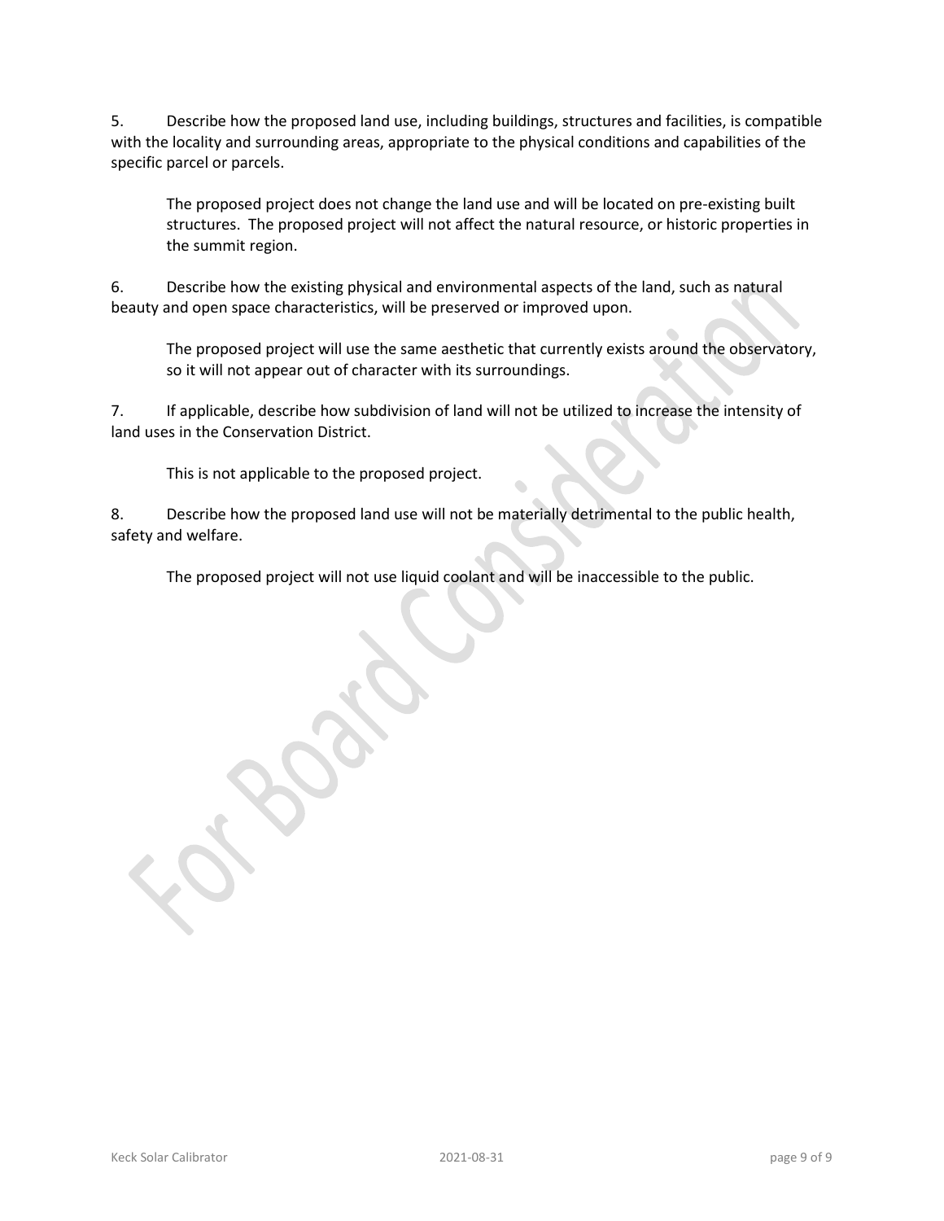5. Describe how the proposed land use, including buildings, structures and facilities, is compatible with the locality and surrounding areas, appropriate to the physical conditions and capabilities of the specific parcel or parcels.

   The proposed project does not change the land use and will be located on pre-existing built structures. The proposed project will not affect the natural resource, or historic properties in the summit region.

6. Describe how the existing physical and environmental aspects of the land, such as natural beauty and open space characteristics, will be preserved or improved upon.

   The proposed project will use the same aesthetic that currently exists around the observatory, so it will not appear out of character with its surroundings.

7. If applicable, describe how subdivision of land will not be utilized to increase the intensity of land uses in the Conservation District.

   This is not applicable to the proposed project.

8. Describe how the proposed land use will not be materially detrimental to the public health, safety and welfare.

   The proposed project will not use liquid coolant and will be inaccessible to the public.